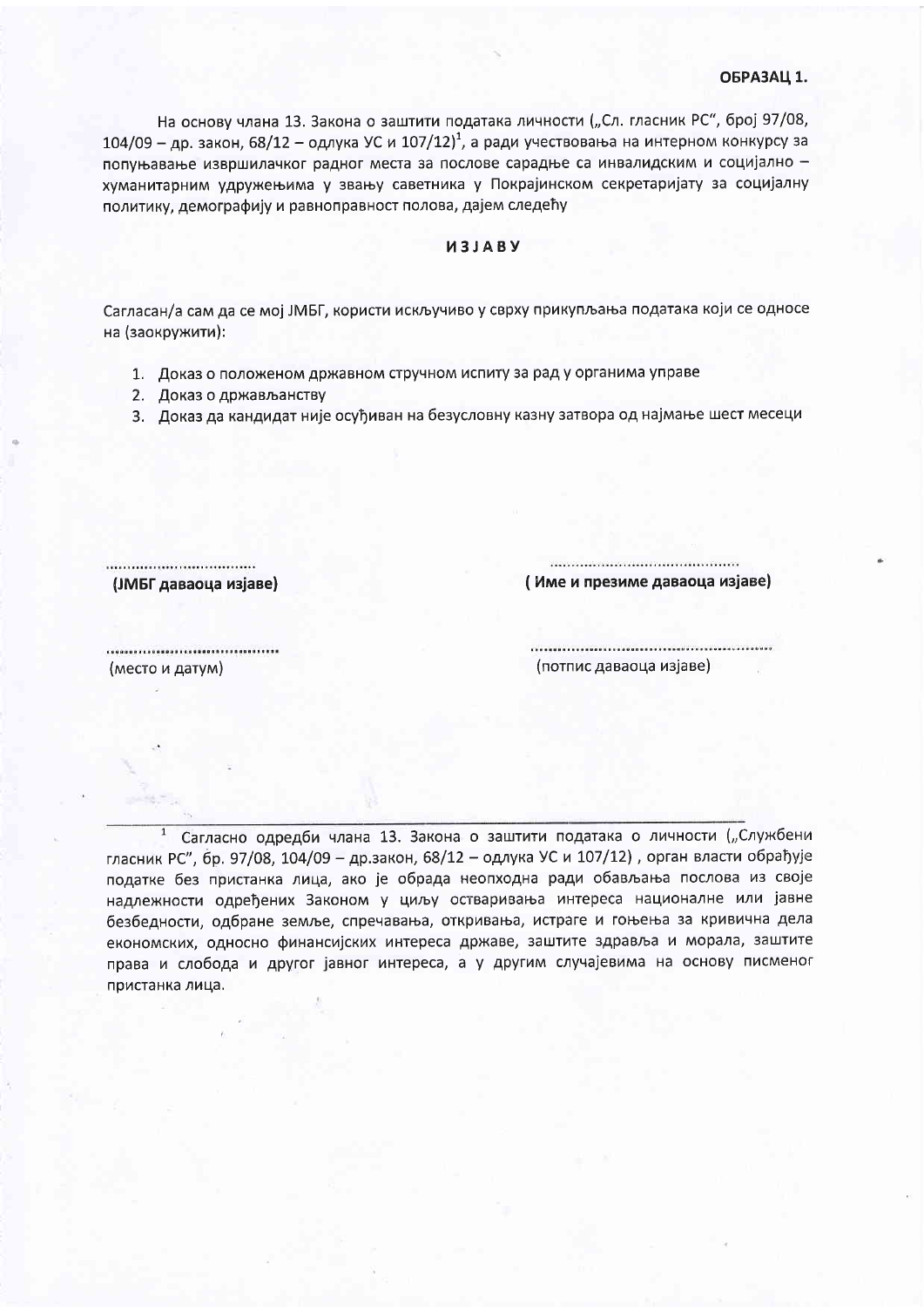**ОБРАЗАЦ 1.**

На основу члана 13. Закона о заштити података личности („Сл. гласник РС", број 97/08, 104/09 – др. закон, 68/12 – одлука УС и 107/12)[1], а ради учествовања на интерном конкурсу за попуњавање извршилачког радног места за послове сарадње са инвалидским и социјално – хуманитарним удружењима у звању саветника у Покрајинском секретаријату за социјалну политику, демографију и равноправност полова, дајем следећу

## ИЗЈАВУ

Сагласан/а сам да се мој ЈМБГ, користи искључиво у сврху прикупљања података који се односе на (**заокружити**):

1. Доказ о положеном државном стручном испиту за рад у органима управе
2. Доказ о држављанству
3. Доказ да кандидат није осуђиван на безусловну казну затвора од најмање шест месеци

................................
**(ЈМБГ даваоца изјаве)**

..........................................
**( Име и презиме даваоца изјаве)**

.......................................
(место и датум)

.......................................................
(потпис даваоца изјаве)

---

[1] Сагласно одредби члана 13. Закона о заштити података о личности („Службени гласник РС", бр. 97/08, 104/09 – др.закон, 68/12 – одлука УС и 107/12) , орган власти обрађује податке без пристанка лица, ако је обрада неопходна ради обављања послова из своје надлежности одређених Законом у циљу остваривања интереса националне или јавне безбедности, одбране земље, спречавања, откривања, истраге и гоњења за кривична дела економских, односно финансијских интереса државе, заштите здравља и морала, заштите права и слобода и другог јавног интереса, а у другим случајевима на основу писменог пристанка лица.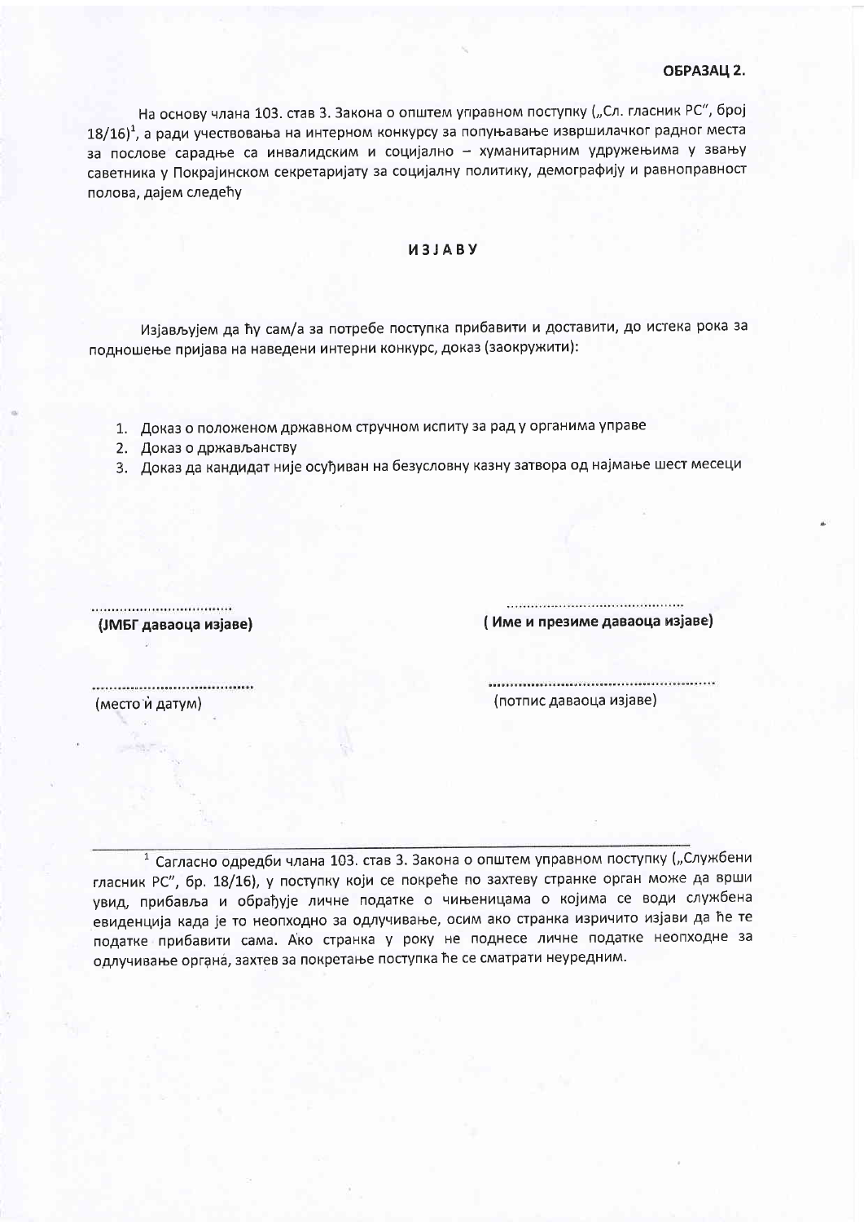**ОБРАЗАЦ 2.**

На основу члана 103. став 3. Закона о општем управном поступку („Сл. гласник РС", број 18/16)[1], а ради учествовања на интерном конкурсу за попуњавање извршилачког радног места за послове сарадње са инвалидским и социјално – хуманитарним удружењима у звању саветника у Покрајинском секретаријату за социјалну политику, демографију и равноправност полова, дајем следећу

## ИЗЈАВУ

Изјављујем да ћу сам/а за потребе поступка прибавити и доставити, до истека рока за подношење пријава на наведени интерни конкурс, доказ (заокружити):

1. Доказ о положеном државном стручном испиту за рад у органима управе
2. Доказ о држављанству
3. Доказ да кандидат није осуђиван на безусловну казну затвора од најмање шест месеци

.................................
**(ЈМБГ даваоца изјаве)**

..........................................
**( Име и презиме даваоца изјаве)**

......................................
(место и датум)

.......................................................
(потпис даваоца изјаве)

---

[1] Сагласно одредби члана 103. став 3. Закона о општем управном поступку („Службени гласник РС", бр. 18/16), у поступку који се покреће по захтеву странке орган може да врши увид, прибавља и обрађује личне податке о чињеницама о којима се води службена евиденција када је то неопходно за одлучивање, осим ако странка изричито изјави да ће те податке прибавити сама. Ако странка у року не поднесе личне податке неопходне за одлучивање органа, захтев за покретање поступка ће се сматрати неуредним.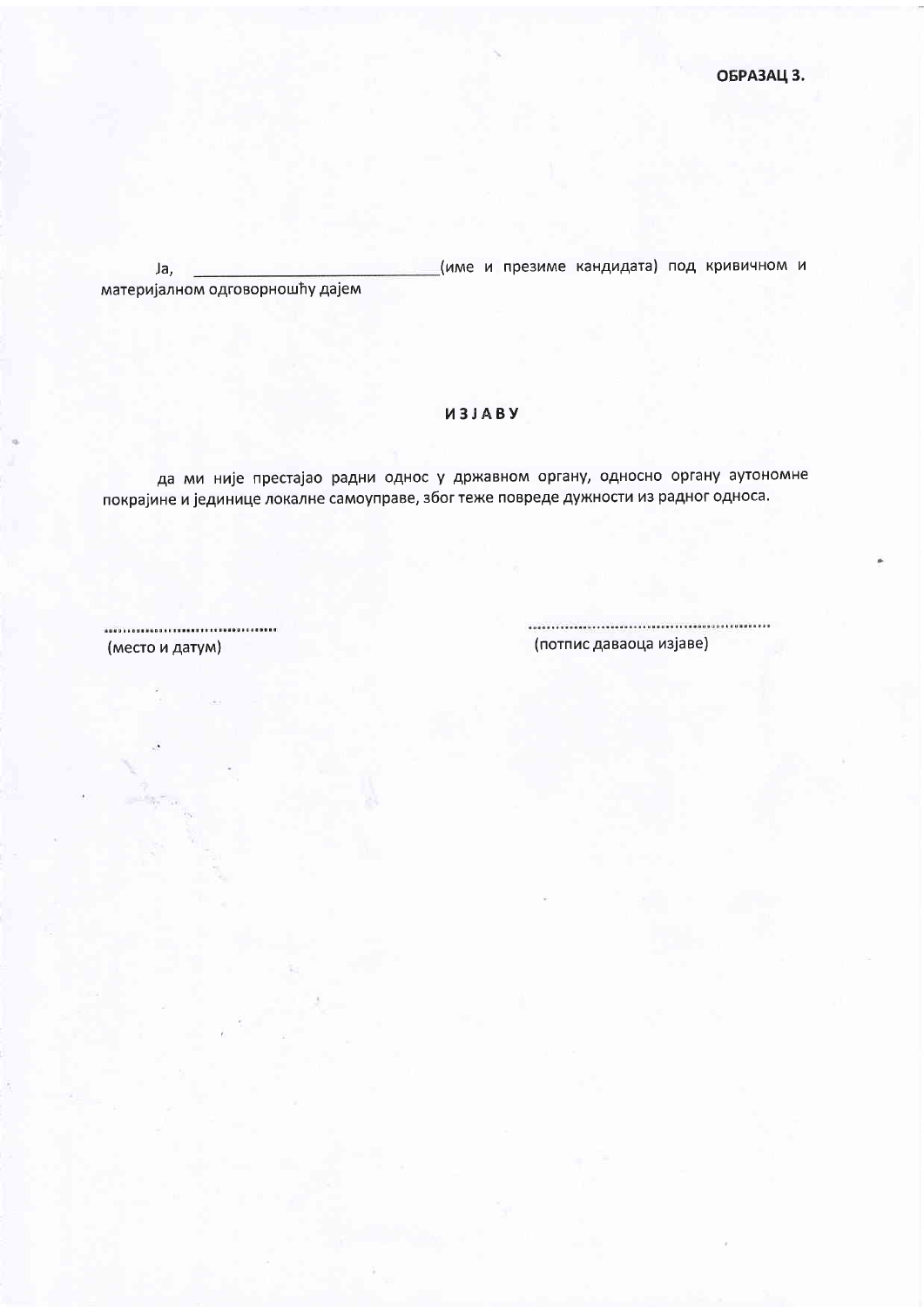**ОБРАЗАЦ 3.**

Ја, ______________________________(име и презиме кандидата) под кривичном и материјалном одговорношћу дајем

## ИЗЈАВУ

да ми није престајао радни однос у државном органу, односно органу аутономне покрајине и јединице локалне самоуправе, због теже повреде дужности из радног односа.

........................................
(место и датум)

........................................................
(потпис даваоца изјаве)